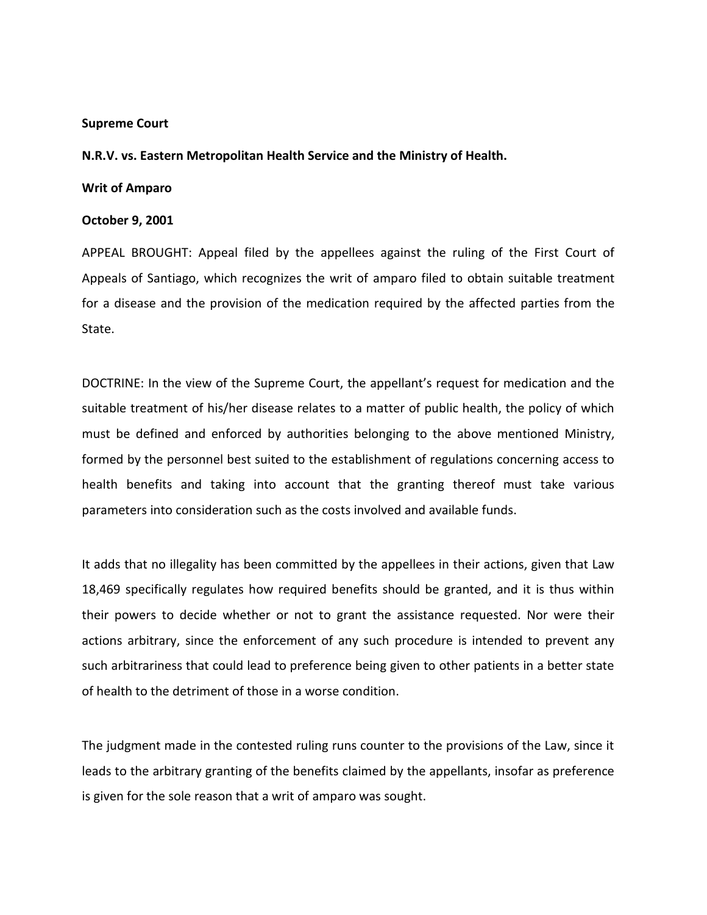**Supreme Court**

**N.R.V. vs. Eastern Metropolitan Health Service and the Ministry of Health.**

**Writ of Amparo**

**October 9, 2001**

APPEAL BROUGHT: Appeal filed by the appellees against the ruling of the First Court of Appeals of Santiago, which recognizes the writ of amparo filed to obtain suitable treatment for a disease and the provision of the medication required by the affected parties from the State.

DOCTRINE: In the view of the Supreme Court, the appellant's request for medication and the suitable treatment of his/her disease relates to a matter of public health, the policy of which must be defined and enforced by authorities belonging to the above mentioned Ministry, formed by the personnel best suited to the establishment of regulations concerning access to health benefits and taking into account that the granting thereof must take various parameters into consideration such as the costs involved and available funds.

It adds that no illegality has been committed by the appellees in their actions, given that Law 18,469 specifically regulates how required benefits should be granted, and it is thus within their powers to decide whether or not to grant the assistance requested. Nor were their actions arbitrary, since the enforcement of any such procedure is intended to prevent any such arbitrariness that could lead to preference being given to other patients in a better state of health to the detriment of those in a worse condition.

The judgment made in the contested ruling runs counter to the provisions of the Law, since it leads to the arbitrary granting of the benefits claimed by the appellants, insofar as preference is given for the sole reason that a writ of amparo was sought.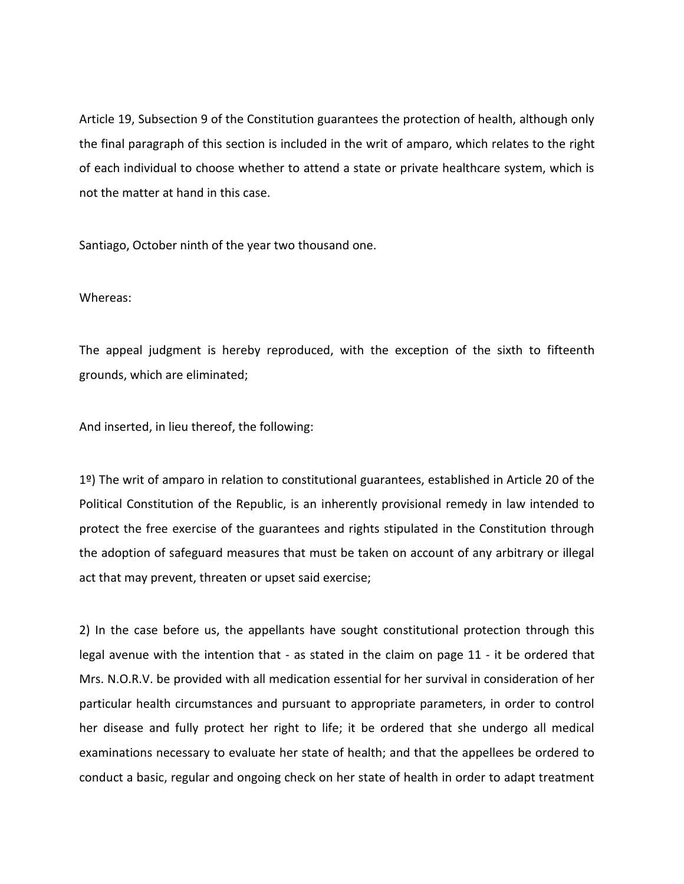Article 19, Subsection 9 of the Constitution guarantees the protection of health, although only the final paragraph of this section is included in the writ of amparo, which relates to the right of each individual to choose whether to attend a state or private healthcare system, which is not the matter at hand in this case.

Santiago, October ninth of the year two thousand one.

Whereas:

The appeal judgment is hereby reproduced, with the exception of the sixth to fifteenth grounds, which are eliminated;

And inserted, in lieu thereof, the following:

1º) The writ of amparo in relation to constitutional guarantees, established in Article 20 of the Political Constitution of the Republic, is an inherently provisional remedy in law intended to protect the free exercise of the guarantees and rights stipulated in the Constitution through the adoption of safeguard measures that must be taken on account of any arbitrary or illegal act that may prevent, threaten or upset said exercise;

2) In the case before us, the appellants have sought constitutional protection through this legal avenue with the intention that - as stated in the claim on page 11 - it be ordered that Mrs. N.O.R.V. be provided with all medication essential for her survival in consideration of her particular health circumstances and pursuant to appropriate parameters, in order to control her disease and fully protect her right to life; it be ordered that she undergo all medical examinations necessary to evaluate her state of health; and that the appellees be ordered to conduct a basic, regular and ongoing check on her state of health in order to adapt treatment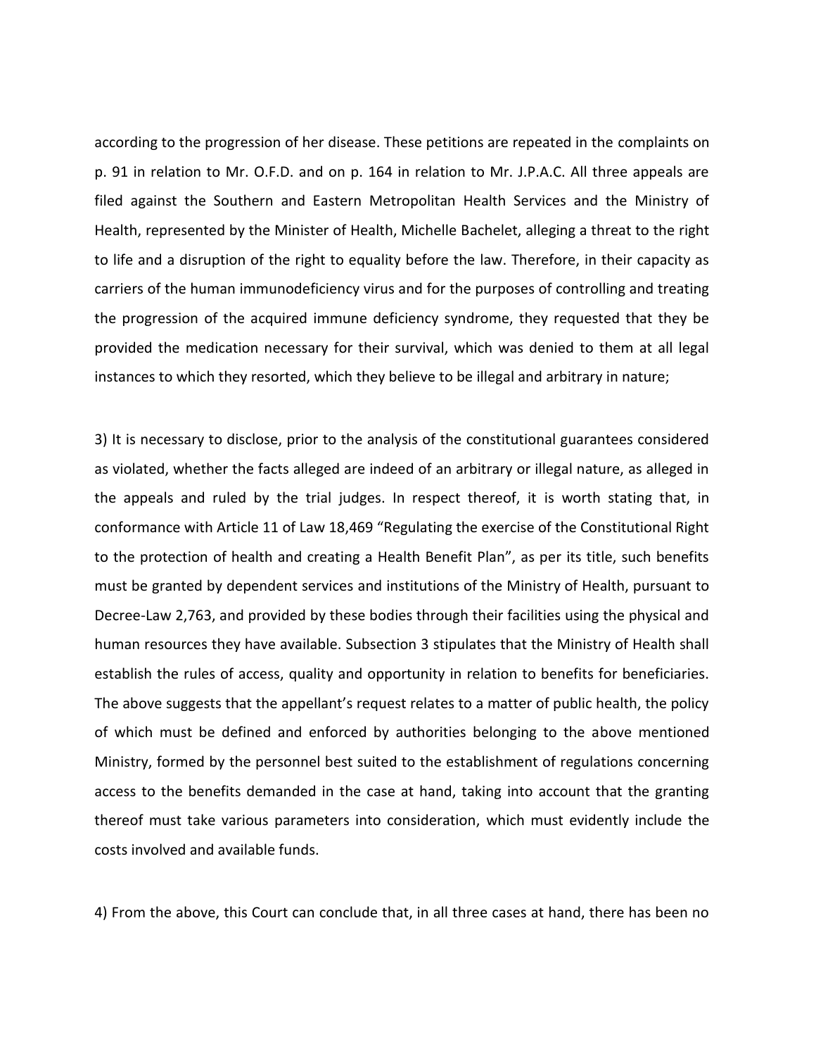according to the progression of her disease. These petitions are repeated in the complaints on p. 91 in relation to Mr. O.F.D. and on p. 164 in relation to Mr. J.P.A.C. All three appeals are filed against the Southern and Eastern Metropolitan Health Services and the Ministry of Health, represented by the Minister of Health, Michelle Bachelet, alleging a threat to the right to life and a disruption of the right to equality before the law. Therefore, in their capacity as carriers of the human immunodeficiency virus and for the purposes of controlling and treating the progression of the acquired immune deficiency syndrome, they requested that they be provided the medication necessary for their survival, which was denied to them at all legal instances to which they resorted, which they believe to be illegal and arbitrary in nature;

3) It is necessary to disclose, prior to the analysis of the constitutional guarantees considered as violated, whether the facts alleged are indeed of an arbitrary or illegal nature, as alleged in the appeals and ruled by the trial judges. In respect thereof, it is worth stating that, in conformance with Article 11 of Law 18,469 "Regulating the exercise of the Constitutional Right to the protection of health and creating a Health Benefit Plan", as per its title, such benefits must be granted by dependent services and institutions of the Ministry of Health, pursuant to Decree-Law 2,763, and provided by these bodies through their facilities using the physical and human resources they have available. Subsection 3 stipulates that the Ministry of Health shall establish the rules of access, quality and opportunity in relation to benefits for beneficiaries. The above suggests that the appellant's request relates to a matter of public health, the policy of which must be defined and enforced by authorities belonging to the above mentioned Ministry, formed by the personnel best suited to the establishment of regulations concerning access to the benefits demanded in the case at hand, taking into account that the granting thereof must take various parameters into consideration, which must evidently include the costs involved and available funds.

4) From the above, this Court can conclude that, in all three cases at hand, there has been no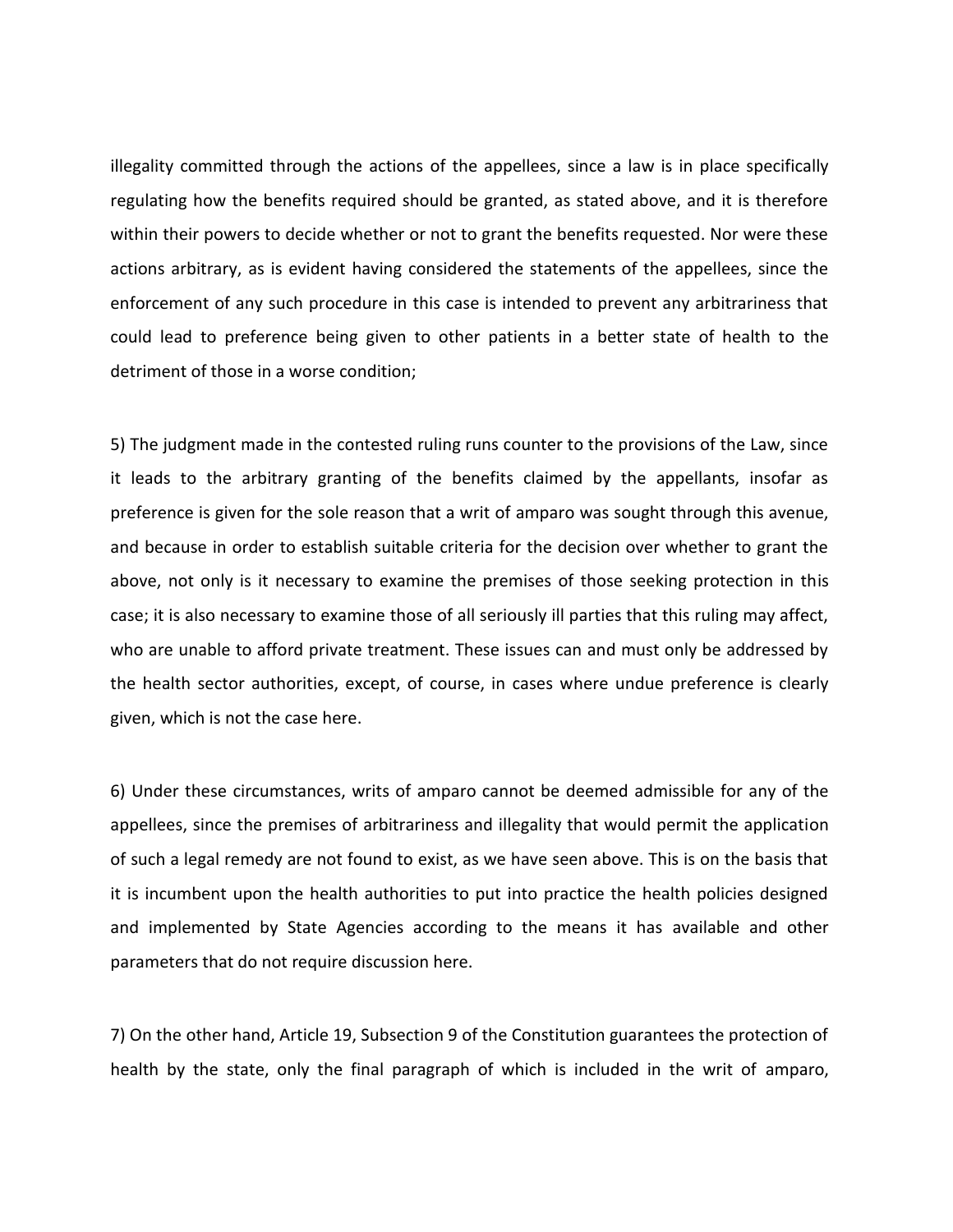illegality committed through the actions of the appellees, since a law is in place specifically regulating how the benefits required should be granted, as stated above, and it is therefore within their powers to decide whether or not to grant the benefits requested. Nor were these actions arbitrary, as is evident having considered the statements of the appellees, since the enforcement of any such procedure in this case is intended to prevent any arbitrariness that could lead to preference being given to other patients in a better state of health to the detriment of those in a worse condition;

5) The judgment made in the contested ruling runs counter to the provisions of the Law, since it leads to the arbitrary granting of the benefits claimed by the appellants, insofar as preference is given for the sole reason that a writ of amparo was sought through this avenue, and because in order to establish suitable criteria for the decision over whether to grant the above, not only is it necessary to examine the premises of those seeking protection in this case; it is also necessary to examine those of all seriously ill parties that this ruling may affect, who are unable to afford private treatment. These issues can and must only be addressed by the health sector authorities, except, of course, in cases where undue preference is clearly given, which is not the case here.

6) Under these circumstances, writs of amparo cannot be deemed admissible for any of the appellees, since the premises of arbitrariness and illegality that would permit the application of such a legal remedy are not found to exist, as we have seen above. This is on the basis that it is incumbent upon the health authorities to put into practice the health policies designed and implemented by State Agencies according to the means it has available and other parameters that do not require discussion here.

7) On the other hand, Article 19, Subsection 9 of the Constitution guarantees the protection of health by the state, only the final paragraph of which is included in the writ of amparo,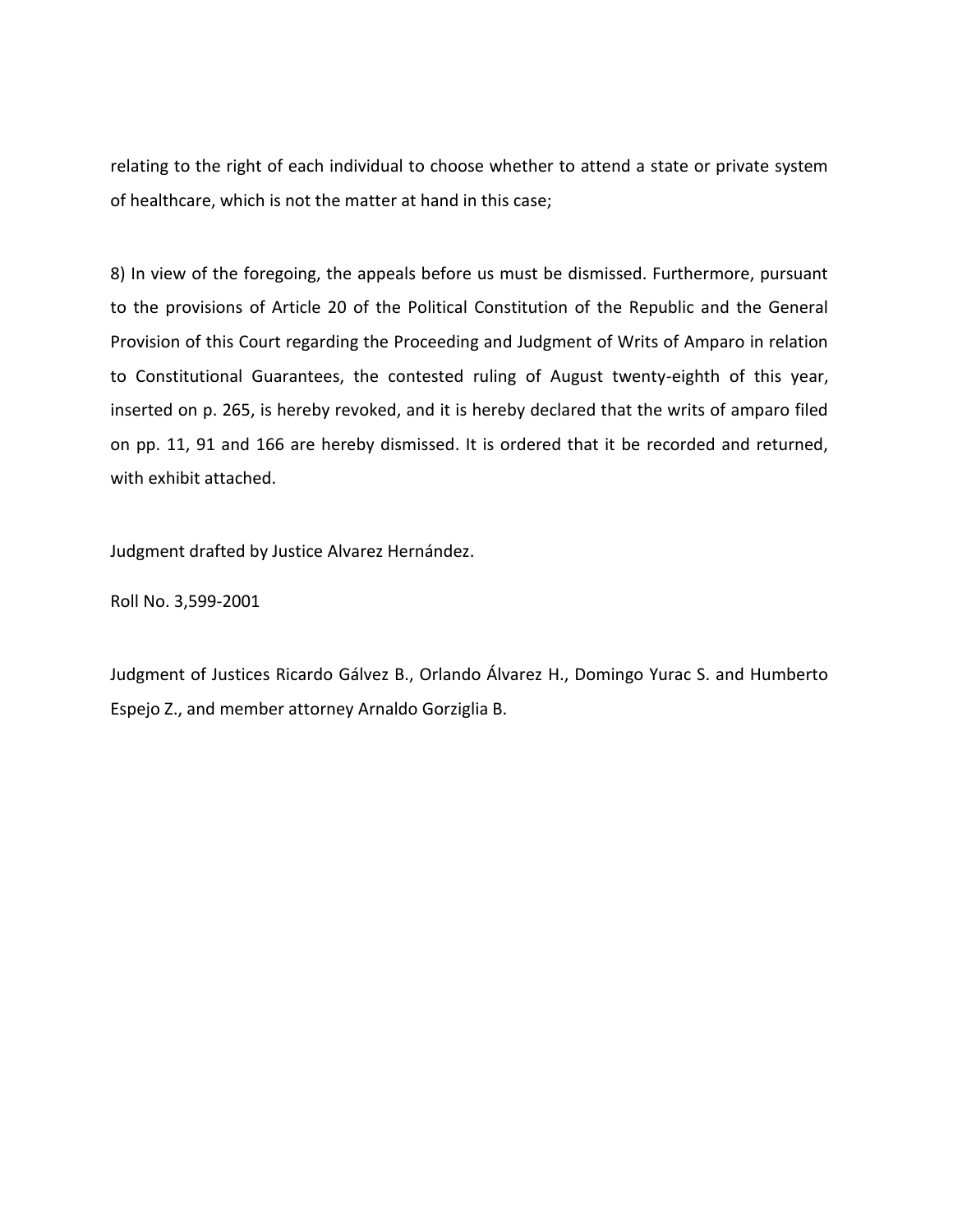relating to the right of each individual to choose whether to attend a state or private system of healthcare, which is not the matter at hand in this case;

8) In view of the foregoing, the appeals before us must be dismissed. Furthermore, pursuant to the provisions of Article 20 of the Political Constitution of the Republic and the General Provision of this Court regarding the Proceeding and Judgment of Writs of Amparo in relation to Constitutional Guarantees, the contested ruling of August twenty-eighth of this year, inserted on p. 265, is hereby revoked, and it is hereby declared that the writs of amparo filed on pp. 11, 91 and 166 are hereby dismissed. It is ordered that it be recorded and returned, with exhibit attached.

Judgment drafted by Justice Alvarez Hernández.

Roll No. 3,599-2001

Judgment of Justices Ricardo Gálvez B., Orlando Álvarez H., Domingo Yurac S. and Humberto Espejo Z., and member attorney Arnaldo Gorziglia B.